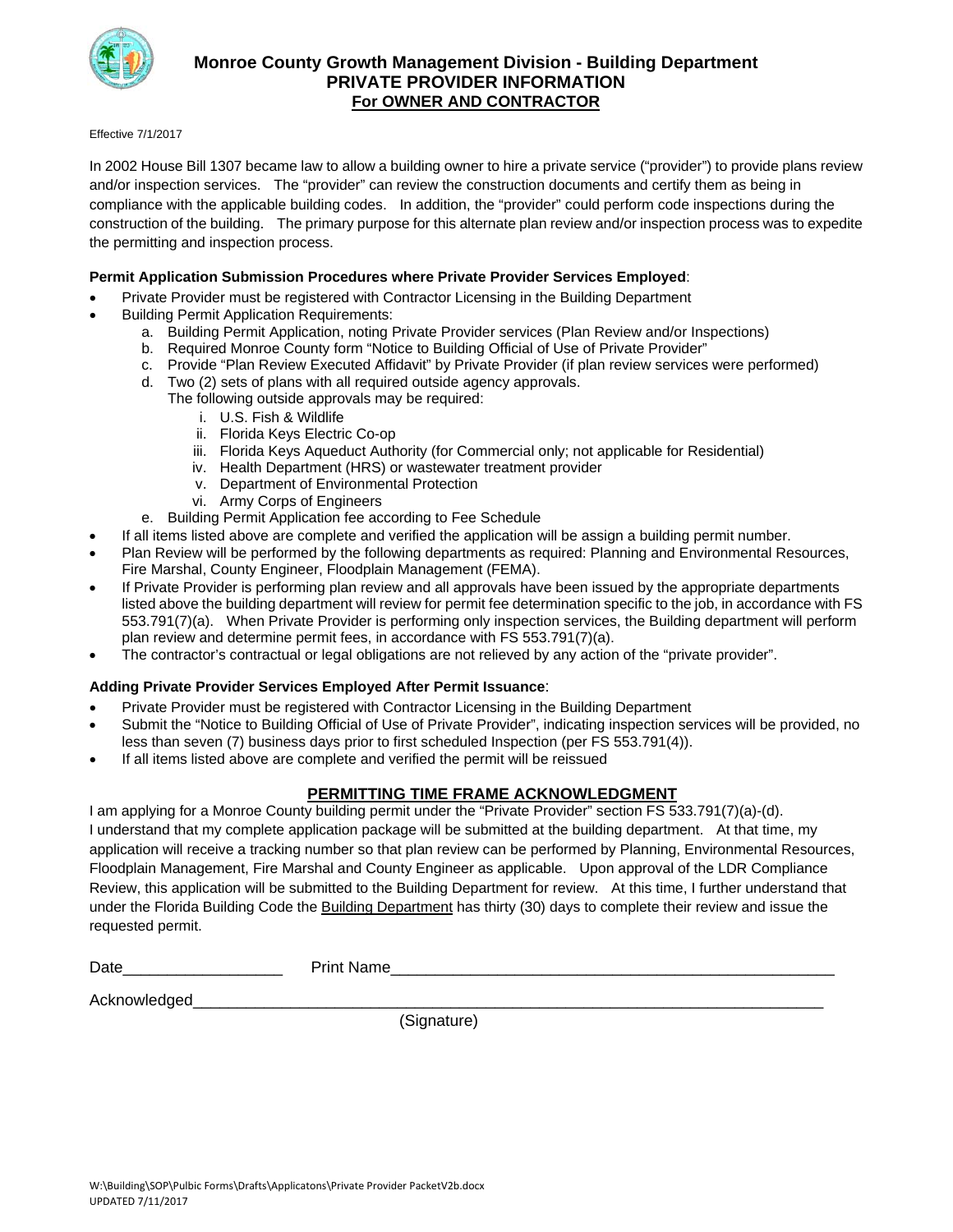# Monroe County Growth Management Division - Building Department
## PRIVATE PROVIDER INFORMATION
### For OWNER AND CONTRACTOR

Effective 7/1/2017

In 2002 House Bill 1307 became law to allow a building owner to hire a private service ("provider") to provide plans review and/or inspection services. The "provider" can review the construction documents and certify them as being in compliance with the applicable building codes. In addition, the "provider" could perform code inspections during the construction of the building. The primary purpose for this alternate plan review and/or inspection process was to expedite the permitting and inspection process.

**Permit Application Submission Procedures where Private Provider Services Employed**:

- Private Provider must be registered with Contractor Licensing in the Building Department
- Building Permit Application Requirements:
  a. Building Permit Application, noting Private Provider services (Plan Review and/or Inspections)
  b. Required Monroe County form "Notice to Building Official of Use of Private Provider"
  c. Provide "Plan Review Executed Affidavit" by Private Provider (if plan review services were performed)
  d. Two (2) sets of plans with all required outside agency approvals.
     The following outside approvals may be required:
     i. U.S. Fish & Wildlife
     ii. Florida Keys Electric Co-op
     iii. Florida Keys Aqueduct Authority (for Commercial only; not applicable for Residential)
     iv. Health Department (HRS) or wastewater treatment provider
     v. Department of Environmental Protection
     vi. Army Corps of Engineers
  e. Building Permit Application fee according to Fee Schedule
- If all items listed above are complete and verified the application will be assign a building permit number.
- Plan Review will be performed by the following departments as required: Planning and Environmental Resources, Fire Marshal, County Engineer, Floodplain Management (FEMA).
- If Private Provider is performing plan review and all approvals have been issued by the appropriate departments listed above the building department will review for permit fee determination specific to the job, in accordance with FS 553.791(7)(a). When Private Provider is performing only inspection services, the Building department will perform plan review and determine permit fees, in accordance with FS 553.791(7)(a).
- The contractor's contractual or legal obligations are not relieved by any action of the "private provider".

**Adding Private Provider Services Employed After Permit Issuance**:

- Private Provider must be registered with Contractor Licensing in the Building Department
- Submit the "Notice to Building Official of Use of Private Provider", indicating inspection services will be provided, no less than seven (7) business days prior to first scheduled Inspection (per FS 553.791(4)).
- If all items listed above are complete and verified the permit will be reissued

## PERMITTING TIME FRAME ACKNOWLEDGMENT

I am applying for a Monroe County building permit under the "Private Provider" section FS 533.791(7)(a)-(d). I understand that my complete application package will be submitted at the building department. At that time, my application will receive a tracking number so that plan review can be performed by Planning, Environmental Resources, Floodplain Management, Fire Marshal and County Engineer as applicable. Upon approval of the LDR Compliance Review, this application will be submitted to the Building Department for review. At this time, I further understand that under the Florida Building Code the Building Department has thirty (30) days to complete their review and issue the requested permit.

Date__________________ Print Name____________________________________________________

Acknowledged__________________________________________________________________________
(Signature)

W:\Building\SOP\Pulbic Forms\Drafts\Applicatons\Private Provider PacketV2b.docx
UPDATED 7/11/2017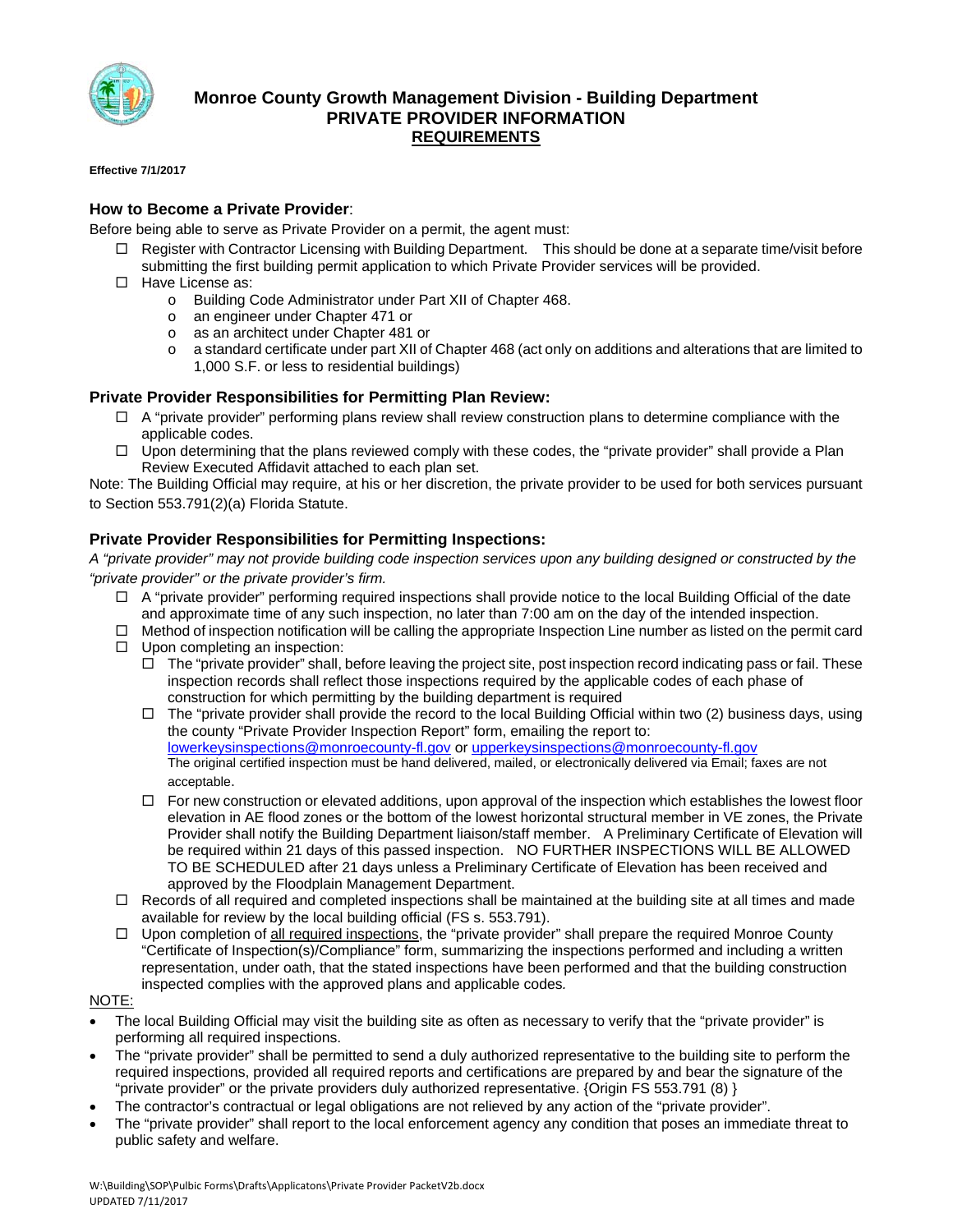# Monroe County Growth Management Division - Building Department
## PRIVATE PROVIDER INFORMATION
## REQUIREMENTS

**Effective 7/1/2017**

### How to Become a Private Provider:

Before being able to serve as Private Provider on a permit, the agent must:

- ☐ Register with Contractor Licensing with Building Department. This should be done at a separate time/visit before submitting the first building permit application to which Private Provider services will be provided.
- ☐ Have License as:
  - o Building Code Administrator under Part XII of Chapter 468.
  - o an engineer under Chapter 471 or
  - o as an architect under Chapter 481 or
  - o a standard certificate under part XII of Chapter 468 (act only on additions and alterations that are limited to 1,000 S.F. or less to residential buildings)

### Private Provider Responsibilities for Permitting Plan Review:

- ☐ A "private provider" performing plans review shall review construction plans to determine compliance with the applicable codes.
- ☐ Upon determining that the plans reviewed comply with these codes, the "private provider" shall provide a Plan Review Executed Affidavit attached to each plan set.

Note: The Building Official may require, at his or her discretion, the private provider to be used for both services pursuant to Section 553.791(2)(a) Florida Statute.

### Private Provider Responsibilities for Permitting Inspections:

*A "private provider" may not provide building code inspection services upon any building designed or constructed by the "private provider" or the private provider's firm.*

- ☐ A "private provider" performing required inspections shall provide notice to the local Building Official of the date and approximate time of any such inspection, no later than 7:00 am on the day of the intended inspection.
- ☐ Method of inspection notification will be calling the appropriate Inspection Line number as listed on the permit card
- ☐ Upon completing an inspection:
  - ☐ The "private provider" shall, before leaving the project site, post inspection record indicating pass or fail. These inspection records shall reflect those inspections required by the applicable codes of each phase of construction for which permitting by the building department is required
  - ☐ The "private provider shall provide the record to the local Building Official within two (2) business days, using the county "Private Provider Inspection Report" form, emailing the report to: lowerkeysinspections@monroecounty-fl.gov or upperkeysinspections@monroecounty-fl.gov
    The original certified inspection must be hand delivered, mailed, or electronically delivered via Email; faxes are not acceptable.
  - ☐ For new construction or elevated additions, upon approval of the inspection which establishes the lowest floor elevation in AE flood zones or the bottom of the lowest horizontal structural member in VE zones, the Private Provider shall notify the Building Department liaison/staff member. A Preliminary Certificate of Elevation will be required within 21 days of this passed inspection. NO FURTHER INSPECTIONS WILL BE ALLOWED TO BE SCHEDULED after 21 days unless a Preliminary Certificate of Elevation has been received and approved by the Floodplain Management Department.
- ☐ Records of all required and completed inspections shall be maintained at the building site at all times and made available for review by the local building official (FS s. 553.791).
- ☐ Upon completion of <u>all required inspections</u>, the "private provider" shall prepare the required Monroe County "Certificate of Inspection(s)/Compliance" form, summarizing the inspections performed and including a written representation, under oath, that the stated inspections have been performed and that the building construction inspected complies with the approved plans and applicable codes.

<u>NOTE:</u>

- The local Building Official may visit the building site as often as necessary to verify that the "private provider" is performing all required inspections.
- The "private provider" shall be permitted to send a duly authorized representative to the building site to perform the required inspections, provided all required reports and certifications are prepared by and bear the signature of the "private provider" or the private providers duly authorized representative. {Origin FS 553.791 (8) }
- The contractor's contractual or legal obligations are not relieved by any action of the "private provider".
- The "private provider" shall report to the local enforcement agency any condition that poses an immediate threat to public safety and welfare.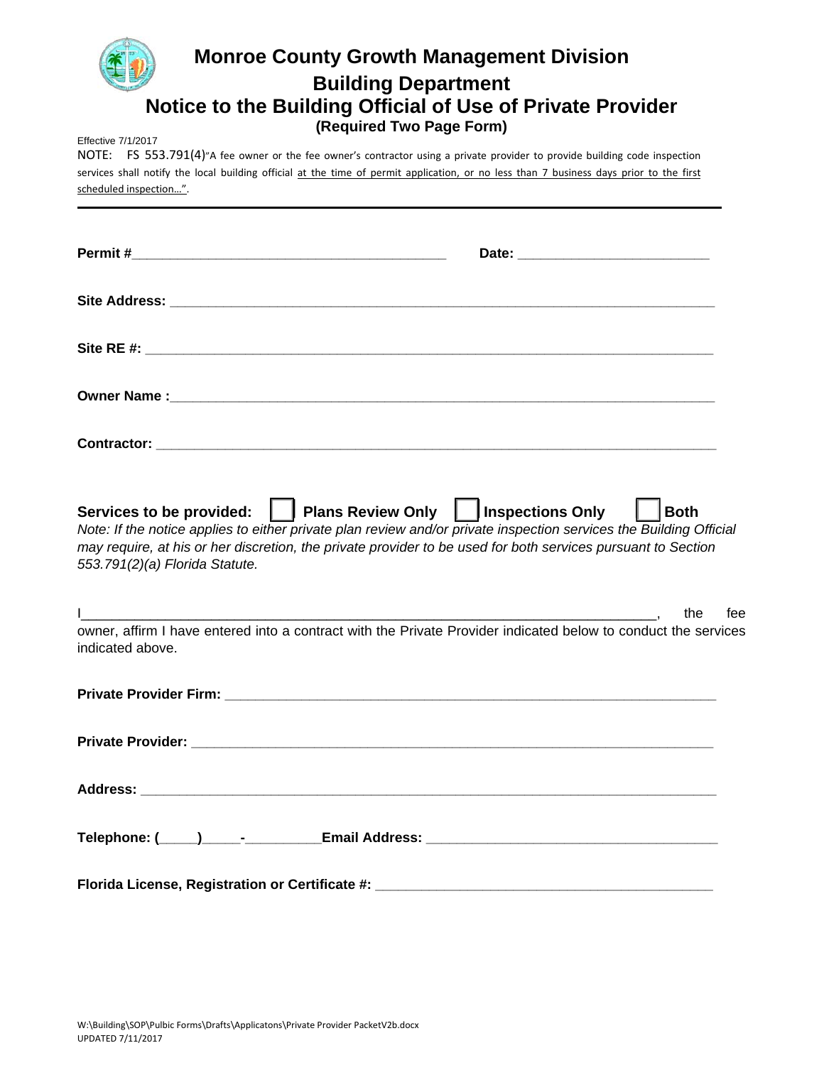# Monroe County Growth Management Division

## Building Department

## Notice to the Building Official of Use of Private Provider

**(Required Two Page Form)**

Effective 7/1/2017

NOTE: FS 553.791(4)"A fee owner or the fee owner's contractor using a private provider to provide building code inspection services shall notify the local building official at the time of permit application, or no less than 7 business days prior to the first scheduled inspection…".

---

**Permit #**_________________________________________ **Date:** _________________________

**Site Address:** ___________________________________________________________________________

**Site RE #:** _____________________________________________________________________________

**Owner Name :**___________________________________________________________________________

**Contractor:** ____________________________________________________________________________

**Services to be provided:** ☐ **Plans Review Only** ☐ **Inspections Only** ☐ **Both**

*Note: If the notice applies to either private plan review and/or private inspection services the Building Official may require, at his or her discretion, the private provider to be used for both services pursuant to Section 553.791(2)(a) Florida Statute.*

I___________________________________________________________________________, the fee owner, affirm I have entered into a contract with the Private Provider indicated below to conduct the services indicated above.

**Private Provider Firm:** _________________________________________________________________

**Private Provider:** _____________________________________________________________________

**Address:** ______________________________________________________________________________

**Telephone: (**_____**)**_____**-**__________**Email Address:** _____________________________________

**Florida License, Registration or Certificate #:** ____________________________________________

W:\Building\SOP\Pulbic Forms\Drafts\Applicatons\Private Provider PacketV2b.docx
UPDATED 7/11/2017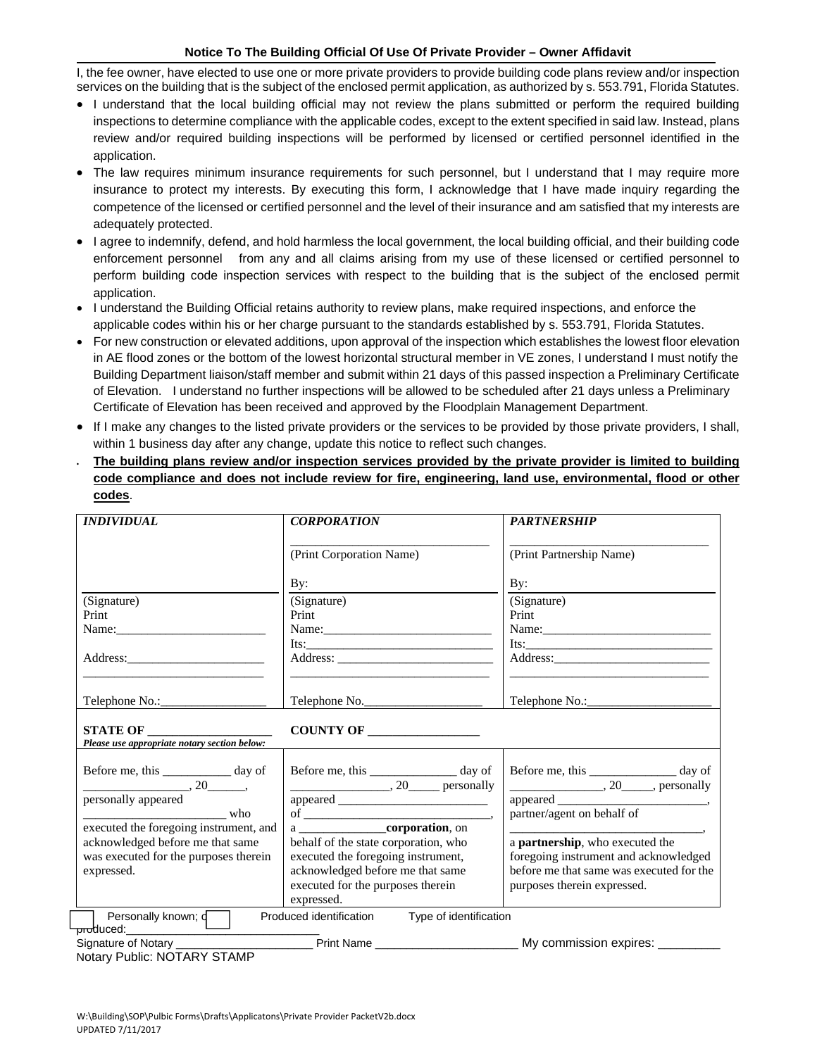**Notice To The Building Official Of Use Of Private Provider – Owner Affidavit**

I, the fee owner, have elected to use one or more private providers to provide building code plans review and/or inspection services on the building that is the subject of the enclosed permit application, as authorized by s. 553.791, Florida Statutes.

- I understand that the local building official may not review the plans submitted or perform the required building inspections to determine compliance with the applicable codes, except to the extent specified in said law. Instead, plans review and/or required building inspections will be performed by licensed or certified personnel identified in the application.
- The law requires minimum insurance requirements for such personnel, but I understand that I may require more insurance to protect my interests. By executing this form, I acknowledge that I have made inquiry regarding the competence of the licensed or certified personnel and the level of their insurance and am satisfied that my interests are adequately protected.
- I agree to indemnify, defend, and hold harmless the local government, the local building official, and their building code enforcement personnel from any and all claims arising from my use of these licensed or certified personnel to perform building code inspection services with respect to the building that is the subject of the enclosed permit application.
- I understand the Building Official retains authority to review plans, make required inspections, and enforce the applicable codes within his or her charge pursuant to the standards established by s. 553.791, Florida Statutes.
- For new construction or elevated additions, upon approval of the inspection which establishes the lowest floor elevation in AE flood zones or the bottom of the lowest horizontal structural member in VE zones, I understand I must notify the Building Department liaison/staff member and submit within 21 days of this passed inspection a Preliminary Certificate of Elevation. I understand no further inspections will be allowed to be scheduled after 21 days unless a Preliminary Certificate of Elevation has been received and approved by the Floodplain Management Department.
- If I make any changes to the listed private providers or the services to be provided by those private providers, I shall, within 1 business day after any change, update this notice to reflect such changes.
- **The building plans review and/or inspection services provided by the private provider is limited to building code compliance and does not include review for fire, engineering, land use, environmental, flood or other codes**.

| *INDIVIDUAL* | *CORPORATION* | *PARTNERSHIP* |
|---|---|---|
| | ______________________________ (Print Corporation Name) | ______________________________ (Print Partnership Name) |
| ______________________________ (Signature) Print Name:______________________ Address:______________________ ______________________________ Telephone No.:_________________ | By: ______________________________ (Signature) Print Name:__________________________ Its:______________________________ Address: __________________________ ______________________________ Telephone No.___________________ | By: ______________________________ (Signature) Print Name:__________________________ Its:______________________________ Address:__________________________ ______________________________ Telephone No.:___________________ |
| **STATE OF** ___________________ *Please use appropriate notary section below:* | **COUNTY OF** _________________ | |
| Before me, this ___________ day of _________________, 20______, personally appeared ______________________ who executed the foregoing instrument, and acknowledged before me that same was executed for the purposes therein expressed. | Before me, this ______________ day of ________________, 20_____ personally appeared ________________________ of ______________________________, a _____________**corporation**, on behalf of the state corporation, who executed the foregoing instrument, acknowledged before me that same executed for the purposes therein expressed. | Before me, this ______________ day of _______________, 20_____, personally appeared ________________________, partner/agent on behalf of ______________________________, a **partnership**, who executed the foregoing instrument and acknowledged before me that same was executed for the purposes therein expressed. |

☐ Personally known; or ☐ Produced identification Type of identification produced:______________________________

Signature of Notary ______________________ Print Name ______________________ My commission expires: _________

Notary Public: NOTARY STAMP

W:\Building\SOP\Pulbic Forms\Drafts\Applicatons\Private Provider PacketV2b.docx
UPDATED 7/11/2017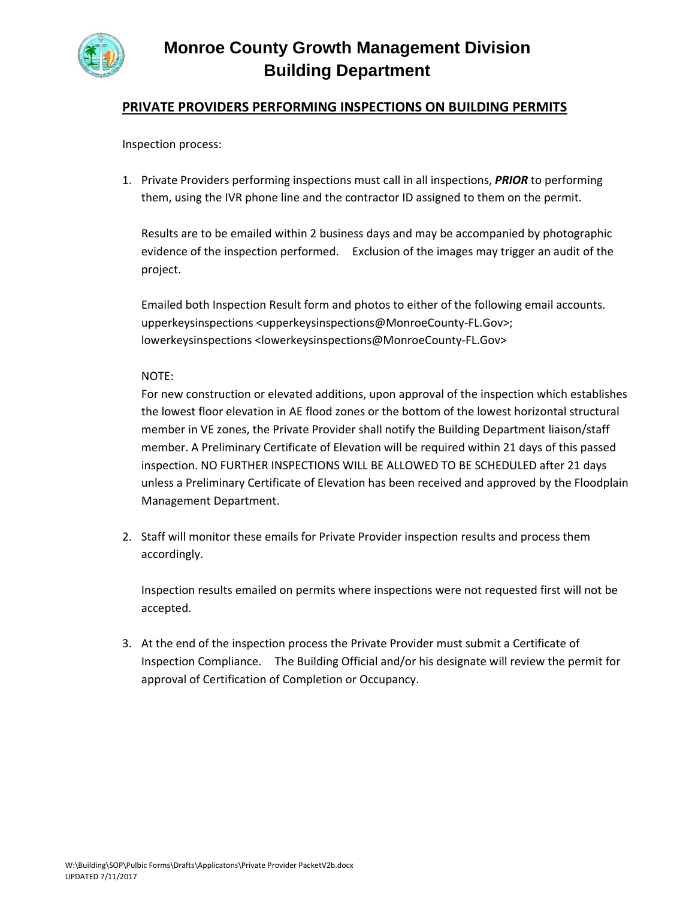# Monroe County Growth Management Division
# Building Department

## PRIVATE PROVIDERS PERFORMING INSPECTIONS ON BUILDING PERMITS

Inspection process:

1. Private Providers performing inspections must call in all inspections, ***PRIOR*** to performing them, using the IVR phone line and the contractor ID assigned to them on the permit.

   Results are to be emailed within 2 business days and may be accompanied by photographic evidence of the inspection performed. Exclusion of the images may trigger an audit of the project.

   Emailed both Inspection Result form and photos to either of the following email accounts.
   upperkeysinspections <upperkeysinspections@MonroeCounty-FL.Gov>;
   lowerkeysinspections <lowerkeysinspections@MonroeCounty-FL.Gov>

   NOTE:
   For new construction or elevated additions, upon approval of the inspection which establishes the lowest floor elevation in AE flood zones or the bottom of the lowest horizontal structural member in VE zones, the Private Provider shall notify the Building Department liaison/staff member. A Preliminary Certificate of Elevation will be required within 21 days of this passed inspection. NO FURTHER INSPECTIONS WILL BE ALLOWED TO BE SCHEDULED after 21 days unless a Preliminary Certificate of Elevation has been received and approved by the Floodplain Management Department.

2. Staff will monitor these emails for Private Provider inspection results and process them accordingly.

   Inspection results emailed on permits where inspections were not requested first will not be accepted.

3. At the end of the inspection process the Private Provider must submit a Certificate of Inspection Compliance. The Building Official and/or his designate will review the permit for approval of Certification of Completion or Occupancy.

W:\Building\SOP\Pulbic Forms\Drafts\Applicatons\Private Provider PacketV2b.docx
UPDATED 7/11/2017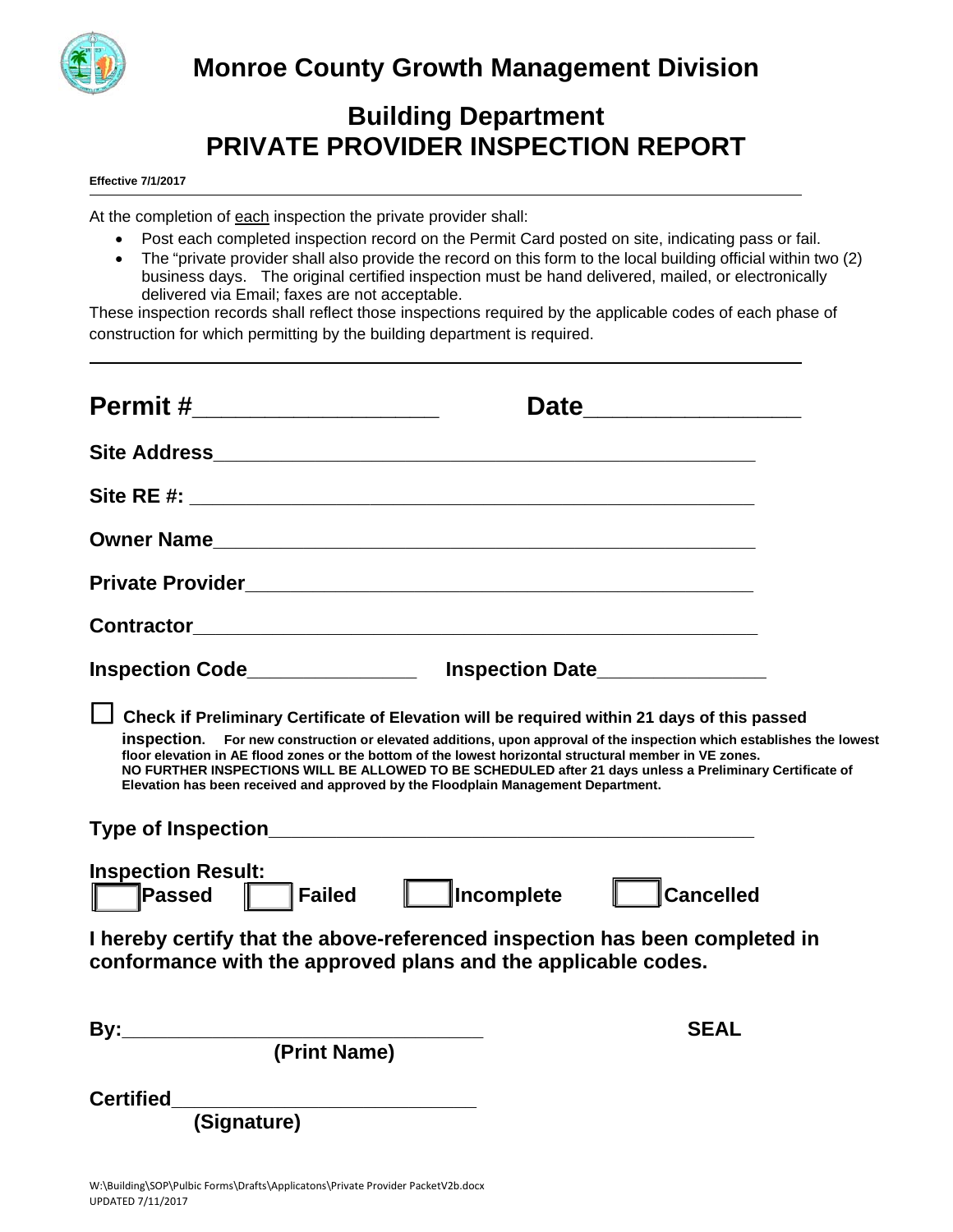# Monroe County Growth Management Division

## Building Department
## PRIVATE PROVIDER INSPECTION REPORT

**Effective 7/1/2017**

At the completion of each inspection the private provider shall:

- Post each completed inspection record on the Permit Card posted on site, indicating pass or fail.
- The "private provider shall also provide the record on this form to the local building official within two (2) business days. The original certified inspection must be hand delivered, mailed, or electronically delivered via Email; faxes are not acceptable.

These inspection records shall reflect those inspections required by the applicable codes of each phase of construction for which permitting by the building department is required.

---

**Permit #**__________________ **Date**________________

**Site Address**_____________________________________________________

**Site RE #:** _____________________________________________________

**Owner Name**_____________________________________________________

**Private Provider**_________________________________________________

**Contractor**______________________________________________________

**Inspection Code**_______________ **Inspection Date**_______________

☐ **Check if Preliminary Certificate of Elevation will be required within 21 days of this passed inspection.** **For new construction or elevated additions, upon approval of the inspection which establishes the lowest floor elevation in AE flood zones or the bottom of the lowest horizontal structural member in VE zones. NO FURTHER INSPECTIONS WILL BE ALLOWED TO BE SCHEDULED after 21 days unless a Preliminary Certificate of Elevation has been received and approved by the Floodplain Management Department.**

**Type of Inspection**_______________________________________________

**Inspection Result:**
☐ **Passed** ☐ **Failed** ☐ **Incomplete** ☐ **Cancelled**

**I hereby certify that the above-referenced inspection has been completed in conformance with the approved plans and the applicable codes.**

**By:**________________________________ **SEAL**
**(Print Name)**

**Certified**__________________________
**(Signature)**

W:\Building\SOP\Pulbic Forms\Drafts\Applicatons\Private Provider PacketV2b.docx
UPDATED 7/11/2017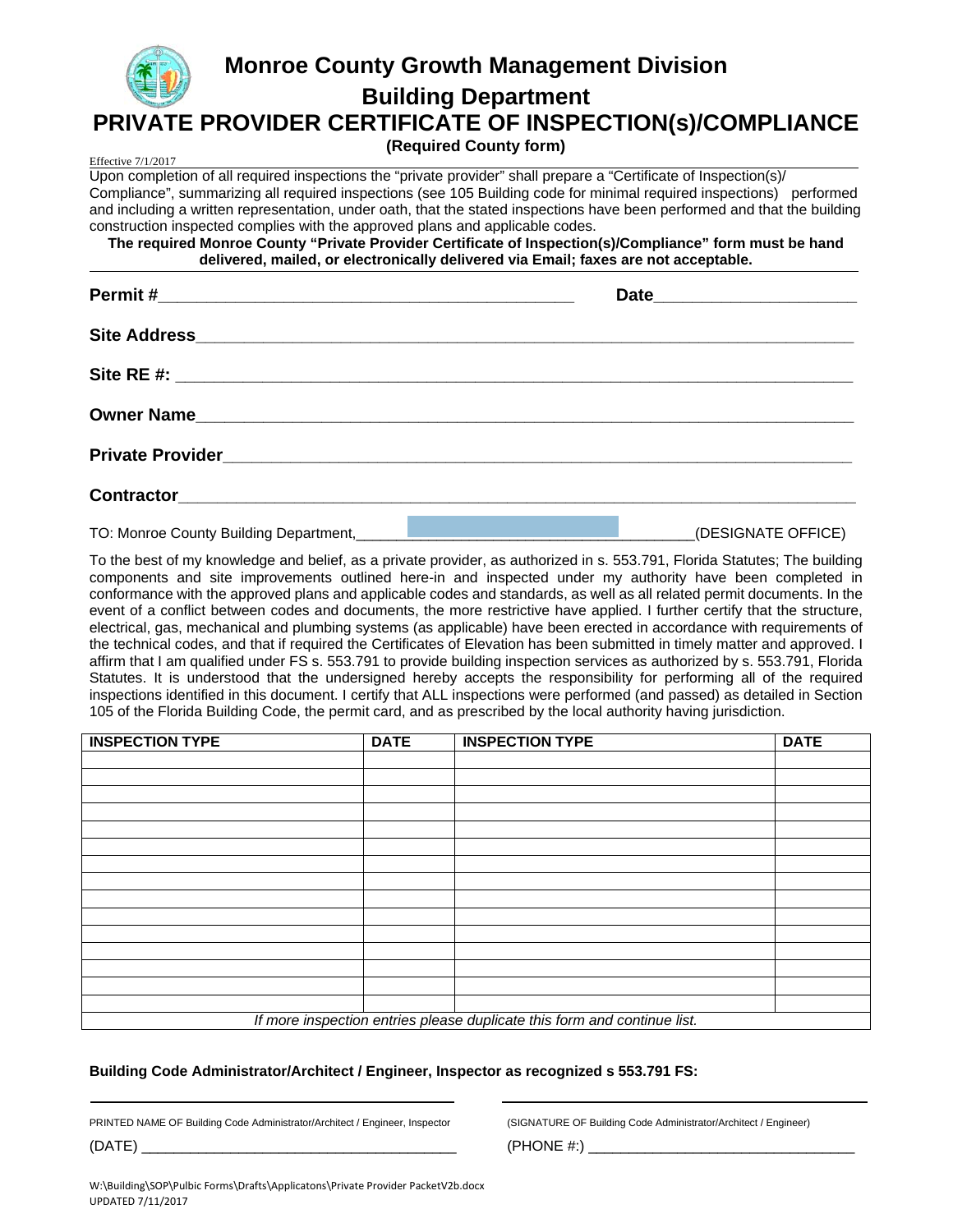# Monroe County Growth Management Division

## Building Department

## PRIVATE PROVIDER CERTIFICATE OF INSPECTION(s)/COMPLIANCE

**(Required County form)**

Effective 7/1/2017

Upon completion of all required inspections the "private provider" shall prepare a "Certificate of Inspection(s)/ Compliance", summarizing all required inspections (see 105 Building code for minimal required inspections) performed and including a written representation, under oath, that the stated inspections have been performed and that the building construction inspected complies with the approved plans and applicable codes.

**The required Monroe County "Private Provider Certificate of Inspection(s)/Compliance" form must be hand delivered, mailed, or electronically delivered via Email; faxes are not acceptable.**

**Permit #**_______________________________________________ **Date**_____________________

**Site Address**_______________________________________________________________________

**Site RE #:** ________________________________________________________________________

**Owner Name**_______________________________________________________________________

**Private Provider**____________________________________________________________________

**Contractor**_________________________________________________________________________

TO: Monroe County Building Department,_______________________________________(DESIGNATE OFFICE)

To the best of my knowledge and belief, as a private provider, as authorized in s. 553.791, Florida Statutes; The building components and site improvements outlined here-in and inspected under my authority have been completed in conformance with the approved plans and applicable codes and standards, as well as all related permit documents. In the event of a conflict between codes and documents, the more restrictive have applied. I further certify that the structure, electrical, gas, mechanical and plumbing systems (as applicable) have been erected in accordance with requirements of the technical codes, and that if required the Certificates of Elevation has been submitted in timely matter and approved. I affirm that I am qualified under FS s. 553.791 to provide building inspection services as authorized by s. 553.791, Florida Statutes. It is understood that the undersigned hereby accepts the responsibility for performing all of the required inspections identified in this document. I certify that ALL inspections were performed (and passed) as detailed in Section 105 of the Florida Building Code, the permit card, and as prescribed by the local authority having jurisdiction.

| INSPECTION TYPE | DATE | INSPECTION TYPE | DATE |
|---|---|---|---|
| | | | |
| | | | |
| | | | |
| | | | |
| | | | |
| | | | |
| | | | |
| | | | |
| | | | |
| | | | |
| | | | |
| | | | |
| | | | |
| | | | |
| | | | |
| *If more inspection entries please duplicate this form and continue list.* | | | |

**Building Code Administrator/Architect / Engineer, Inspector as recognized s 553.791 FS:**

_______________________________________ _______________________________________

PRINTED NAME OF Building Code Administrator/Architect / Engineer, Inspector (SIGNATURE OF Building Code Administrator/Architect / Engineer)

(DATE) ______________________________________ (PHONE #:) _________________________________

W:\Building\SOP\Pulbic Forms\Drafts\Applicatons\Private Provider PacketV2b.docx
UPDATED 7/11/2017